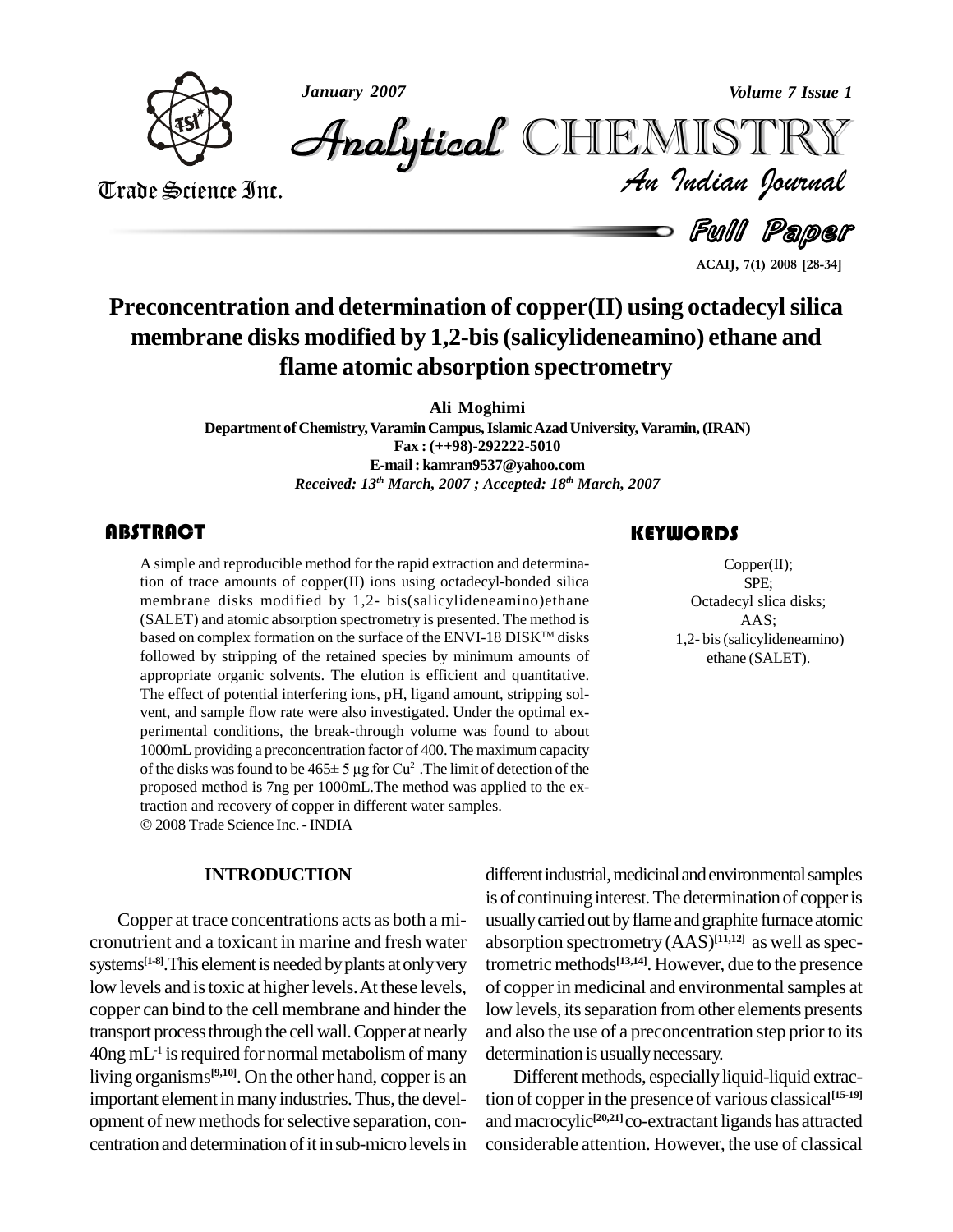# Preconcentration and determination of copper(II) using octadecyl silica membrane disks modified by 1,2-bis (salicylideneamino) ethane and flame atomic absorption spectrometry

**Ali Moghimi**

**Department of Chemistry, Varamin Campus, Islamic Azad University, Varamin, (IRAN)**
**Fax : (++98)-292222-5010**
**E-mail : kamran9537@yahoo.com**

*Received: 13th March, 2007 ; Accepted: 18th March, 2007*

## ABSTRACT

A simple and reproducible method for the rapid extraction and determination of trace amounts of copper(II) ions using octadecyl-bonded silica membrane disks modified by 1,2- bis(salicylideneamino)ethane (SALET) and atomic absorption spectrometry is presented. The method is based on complex formation on the surface of the ENVI-18 DISK™ disks followed by stripping of the retained species by minimum amounts of appropriate organic solvents. The elution is efficient and quantitative. The effect of potential interfering ions, pH, ligand amount, stripping solvent, and sample flow rate were also investigated. Under the optimal experimental conditions, the break-through volume was found to about 1000mL providing a preconcentration factor of 400. The maximum capacity of the disks was found to be 465± 5 μg for $Cu^{2+}$.The limit of detection of the proposed method is 7ng per 1000mL.The method was applied to the extraction and recovery of copper in different water samples.

© 2008 Trade Science Inc. - INDIA

## KEYWORDS

Copper(II);
SPE;
Octadecyl slica disks;
AAS;
1,2- bis (salicylideneamino) ethane (SALET).

## INTRODUCTION

Copper at trace concentrations acts as both a micronutrient and a toxicant in marine and fresh water systems[1-8].This element is needed by plants at only very low levels and is toxic at higher levels. At these levels, copper can bind to the cell membrane and hinder the transport process through the cell wall. Copper at nearly 40ng $mL^{-1}$ is required for normal metabolism of many living organisms[9,10]. On the other hand, copper is an important element in many industries. Thus, the development of new methods for selective separation, concentration and determination of it in sub-micro levels in different industrial, medicinal and environmental samples is of continuing interest. The determination of copper is usually carried out by flame and graphite furnace atomic absorption spectrometry (AAS)[11,12] as well as spectrometric methods[13,14]. However, due to the presence of copper in medicinal and environmental samples at low levels, its separation from other elements presents and also the use of a preconcentration step prior to its determination is usually necessary.

Different methods, especially liquid-liquid extraction of copper in the presence of various classical[15-19] and macrocyclic[20,21] co-extractant ligands has attracted considerable attention. However, the use of classical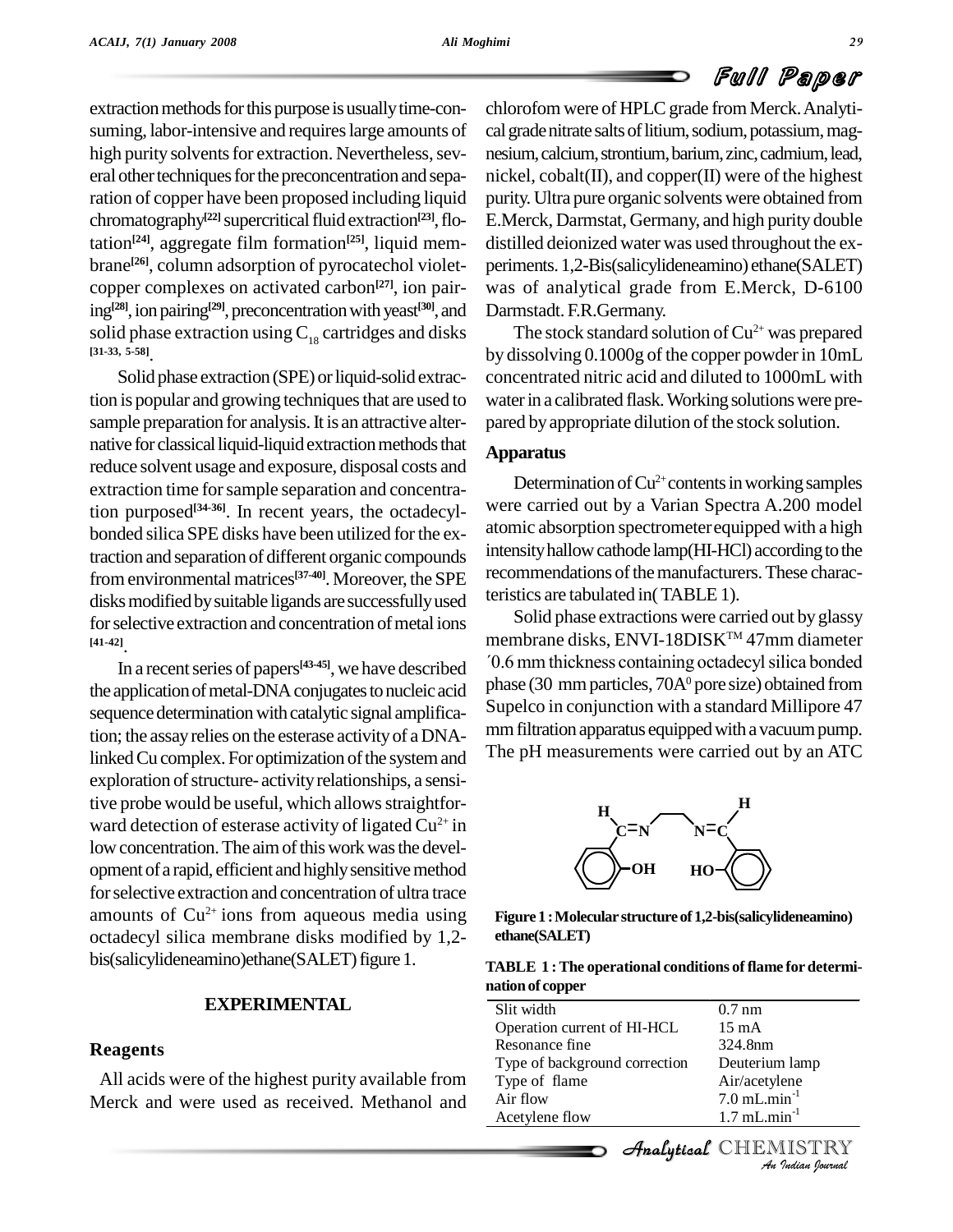extraction methods for this purpose is usually time-consuming, labor-intensive and requires large amounts of high purity solvents for extraction. Nevertheless, several other techniques for the preconcentration and separation of copper have been proposed including liquid chromatography[22] supercritical fluid extraction[23], flotation[24], aggregate film formation[25], liquid membrane[26], column adsorption of pyrocatechol violet-copper complexes on activated carbon[27], ion pairing[28], ion pairing[29], preconcentration with yeast[30], and solid phase extraction using $C_{18}$ cartridges and disks [31-33, 5-58].

Solid phase extraction (SPE) or liquid-solid extraction is popular and growing techniques that are used to sample preparation for analysis. It is an attractive alternative for classical liquid-liquid extraction methods that reduce solvent usage and exposure, disposal costs and extraction time for sample separation and concentration purposed[34-36]. In recent years, the octadecyl-bonded silica SPE disks have been utilized for the extraction and separation of different organic compounds from environmental matrices[37-40]. Moreover, the SPE disks modified by suitable ligands are successfully used for selective extraction and concentration of metal ions [41-42].

In a recent series of papers[43-45], we have described the application of metal-DNA conjugates to nucleic acid sequence determination with catalytic signal amplification; the assay relies on the esterase activity of a DNA-linked Cu complex. For optimization of the system and exploration of structure- activity relationships, a sensitive probe would be useful, which allows straightforward detection of esterase activity of ligated $Cu^{2+}$ in low concentration. The aim of this work was the development of a rapid, efficient and highly sensitive method for selective extraction and concentration of ultra trace amounts of $Cu^{2+}$ ions from aqueous media using octadecyl silica membrane disks modified by 1,2-bis(salicylideneamino)ethane(SALET) figure 1.

## EXPERIMENTAL

### Reagents

All acids were of the highest purity available from Merck and were used as received. Methanol and chlorofom were of HPLC grade from Merck. Analytical grade nitrate salts of litium, sodium, potassium, magnesium, calcium, strontium, barium, zinc, cadmium, lead, nickel, cobalt(II), and copper(II) were of the highest purity. Ultra pure organic solvents were obtained from E.Merck, Darmstat, Germany, and high purity double distilled deionized water was used throughout the experiments. 1,2-Bis(salicylideneamino) ethane(SALET) was of analytical grade from E.Merck, D-6100 Darmstadt. F.R.Germany.

The stock standard solution of $Cu^{2+}$ was prepared by dissolving 0.1000g of the copper powder in 10mL concentrated nitric acid and diluted to 1000mL with water in a calibrated flask. Working solutions were prepared by appropriate dilution of the stock solution.

### Apparatus

Determination of $Cu^{2+}$ contents in working samples were carried out by a Varian Spectra A.200 model atomic absorption spectrometer equipped with a high intensity hallow cathode lamp(HI-HCl) according to the recommendations of the manufacturers. These characteristics are tabulated in( TABLE 1).

Solid phase extractions were carried out by glassy membrane disks, ENVI-18DISK™ 47mm diameter ´0.6 mm thickness containing octadecyl silica bonded phase (30 mm particles, $70A^0$ pore size) obtained from Supelco in conjunction with a standard Millipore 47 mm filtration apparatus equipped with a vacuum pump. The pH measurements were carried out by an ATC

**Figure 1 : Molecular structure of 1,2-bis(salicylideneamino) ethane(SALET)**

**TABLE 1 : The operational conditions of flame for determination of copper**

| | |
|---|---|
| Slit width | 0.7 nm |
| Operation current of HI-HCL | 15 mA |
| Resonance fine | 324.8nm |
| Type of background correction | Deuterium lamp |
| Type of flame | Air/acetylene |
| Air flow | 7.0 $mL.min^{-1}$ |
| Acetylene flow | 1.7 $mL.min^{-1}$ |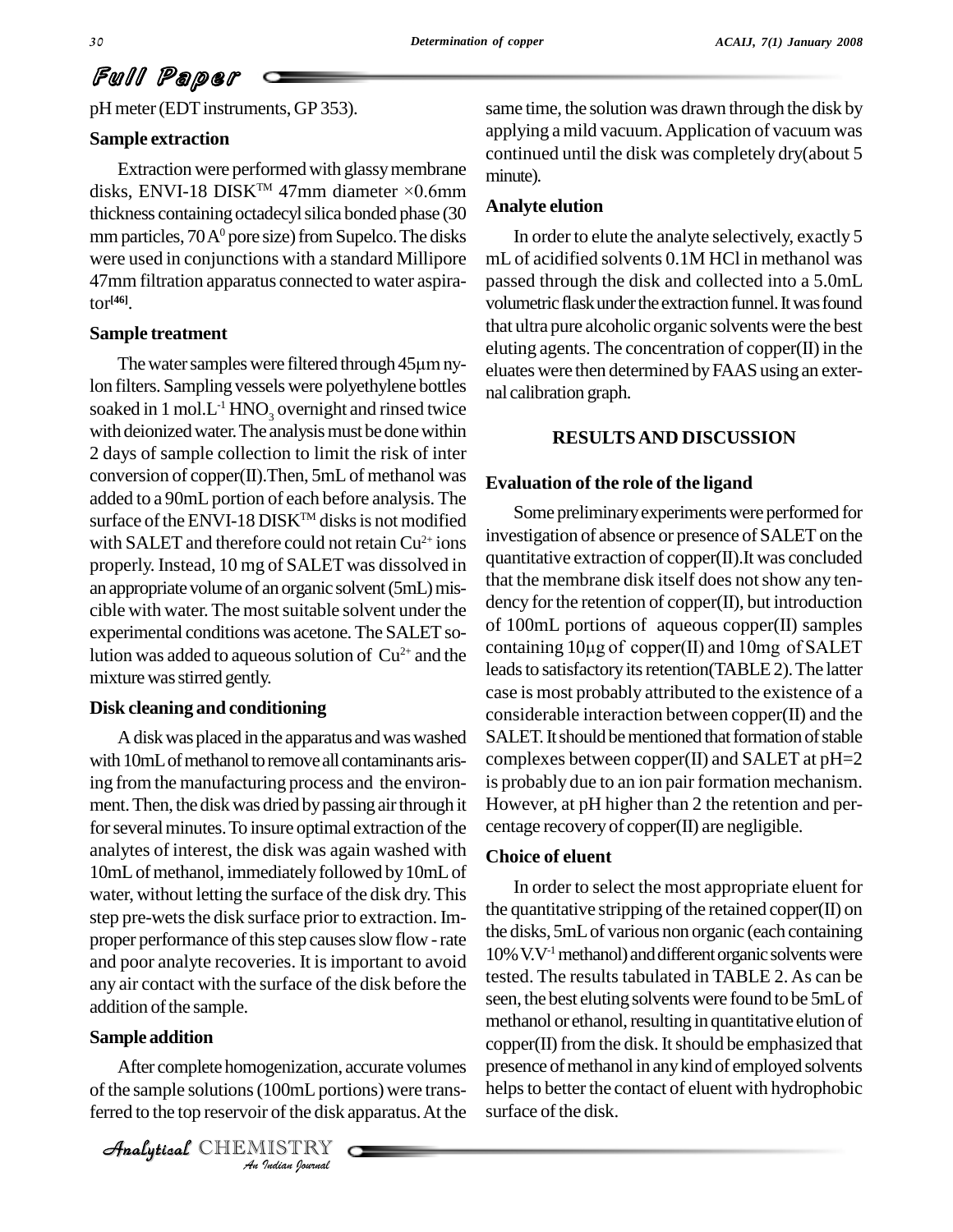pH meter (EDT instruments, GP 353).

### Sample extraction

Extraction were performed with glassy membrane disks, ENVI-18 DISK™ 47mm diameter ×0.6mm thickness containing octadecyl silica bonded phase (30 mm particles, 70 $A^0$ pore size) from Supelco. The disks were used in conjunctions with a standard Millipore 47mm filtration apparatus connected to water aspirator[46].

### Sample treatment

The water samples were filtered through 45µm nylon filters. Sampling vessels were polyethylene bottles soaked in 1 mol.$L^{-1}$ $HNO_3$ overnight and rinsed twice with deionized water. The analysis must be done within 2 days of sample collection to limit the risk of inter conversion of copper(II).Then, 5mL of methanol was added to a 90mL portion of each before analysis. The surface of the ENVI-18 DISK™ disks is not modified with SALET and therefore could not retain $Cu^{2+}$ ions properly. Instead, 10 mg of SALET was dissolved in an appropriate volume of an organic solvent (5mL) miscible with water. The most suitable solvent under the experimental conditions was acetone. The SALET solution was added to aqueous solution of $Cu^{2+}$ and the mixture was stirred gently.

### Disk cleaning and conditioning

A disk was placed in the apparatus and was washed with 10mL of methanol to remove all contaminants arising from the manufacturing process and the environment. Then, the disk was dried by passing air through it for several minutes. To insure optimal extraction of the analytes of interest, the disk was again washed with 10mL of methanol, immediately followed by 10mL of water, without letting the surface of the disk dry. This step pre-wets the disk surface prior to extraction. Improper performance of this step causes slow flow - rate and poor analyte recoveries. It is important to avoid any air contact with the surface of the disk before the addition of the sample.

### Sample addition

After complete homogenization, accurate volumes of the sample solutions (100mL portions) were transferred to the top reservoir of the disk apparatus. At the same time, the solution was drawn through the disk by applying a mild vacuum. Application of vacuum was continued until the disk was completely dry(about 5 minute).

### Analyte elution

In order to elute the analyte selectively, exactly 5 mL of acidified solvents 0.1M HCl in methanol was passed through the disk and collected into a 5.0mL volumetric flask under the extraction funnel. It was found that ultra pure alcoholic organic solvents were the best eluting agents. The concentration of copper(II) in the eluates were then determined by FAAS using an external calibration graph.

## RESULTS AND DISCUSSION

### Evaluation of the role of the ligand

Some preliminary experiments were performed for investigation of absence or presence of SALET on the quantitative extraction of copper(II).It was concluded that the membrane disk itself does not show any tendency for the retention of copper(II), but introduction of 100mL portions of aqueous copper(II) samples containing 10µg of copper(II) and 10mg of SALET leads to satisfactory its retention(TABLE 2). The latter case is most probably attributed to the existence of a considerable interaction between copper(II) and the SALET. It should be mentioned that formation of stable complexes between copper(II) and SALET at pH=2 is probably due to an ion pair formation mechanism. However, at pH higher than 2 the retention and percentage recovery of copper(II) are negligible.

### Choice of eluent

In order to select the most appropriate eluent for the quantitative stripping of the retained copper(II) on the disks, 5mL of various non organic (each containing 10% $V.V^{-1}$ methanol) and different organic solvents were tested. The results tabulated in TABLE 2. As can be seen, the best eluting solvents were found to be 5mL of methanol or ethanol, resulting in quantitative elution of copper(II) from the disk. It should be emphasized that presence of methanol in any kind of employed solvents helps to better the contact of eluent with hydrophobic surface of the disk.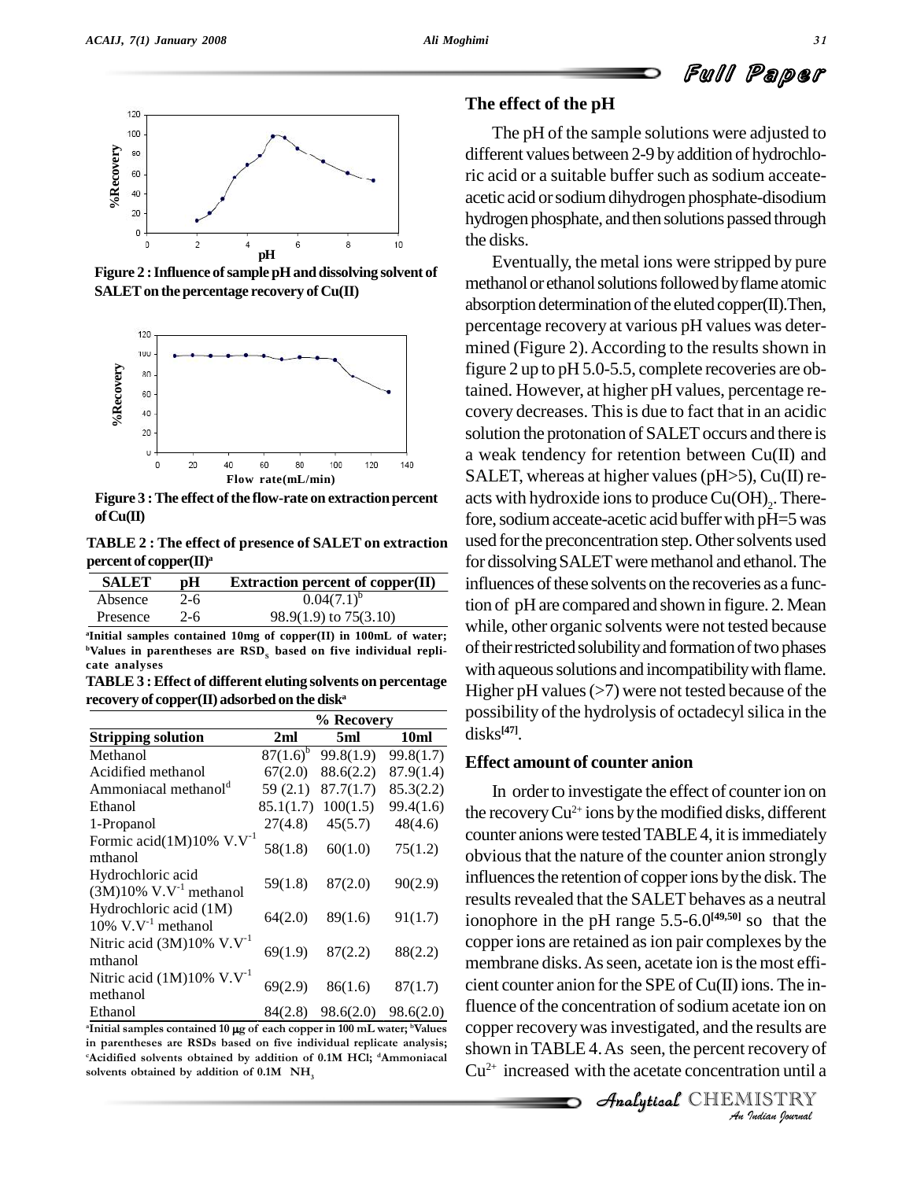Figure 2 : Influence of sample pH and dissolving solvent of SALET on the percentage recovery of Cu(II)

Figure 3 : The effect of the flow-rate on extraction percent of Cu(II)

TABLE 2 : The effect of presence of SALET on extraction percent of copper(II)[a]

| SALET | pH | Extraction percent of copper(II) |
|---|---|---|
| Absence | 2-6 | 0.04(7.1)[b] |
| Presence | 2-6 | 98.9(1.9) to 75(3.10) |

[a]Initial samples contained 10mg of copper(II) in 100mL of water; [b]Values in parentheses are $RSD_s$ based on five individual replicate analyses

TABLE 3 : Effect of different eluting solvents on percentage recovery of copper(II) adsorbed on the disk[a]

| | % Recovery | | |
|---|---|---|---|
| Stripping solution | 2ml | 5ml | 10ml |
| Methanol | 87(1.6)[b] | 99.8(1.9) | 99.8(1.7) |
| Acidified methanol | 67(2.0) | 88.6(2.2) | 87.9(1.4) |
| Ammoniacal methanol[d] | 59 (2.1) | 87.7(1.7) | 85.3(2.2) |
| Ethanol | 85.1(1.7) | 100(1.5) | 99.4(1.6) |
| 1-Propanol | 27(4.8) | 45(5.7) | 48(4.6) |
| Formic acid(1M)10% $V.V^{-1}$ mthanol | 58(1.8) | 60(1.0) | 75(1.2) |
| Hydrochloric acid (3M)10% $V.V^{-1}$ methanol | 59(1.8) | 87(2.0) | 90(2.9) |
| Hydrochloric acid (1M) 10% $V.V^{-1}$ methanol | 64(2.0) | 89(1.6) | 91(1.7) |
| Nitric acid (3M)10% $V.V^{-1}$ mthanol | 69(1.9) | 87(2.2) | 88(2.2) |
| Nitric acid (1M)10% $V.V^{-1}$ methanol | 69(2.9) | 86(1.6) | 87(1.7) |
| Ethanol | 84(2.8) | 98.6(2.0) | 98.6(2.0) |

[a]Initial samples contained 10 μg of each copper in 100 mL water; [b]Values in parentheses are RSDs based on five individual replicate analysis; [c]Acidified solvents obtained by addition of 0.1M HCl; [d]Ammoniacal solvents obtained by addition of 0.1M $NH_3$

## The effect of the pH

The pH of the sample solutions were adjusted to different values between 2-9 by addition of hydrochloric acid or a suitable buffer such as sodium acceate-acetic acid or sodium dihydrogen phosphate-disodium hydrogen phosphate, and then solutions passed through the disks.

Eventually, the metal ions were stripped by pure methanol or ethanol solutions followed by flame atomic absorption determination of the eluted copper(II).Then, percentage recovery at various pH values was determined (Figure 2). According to the results shown in figure 2 up to pH 5.0-5.5, complete recoveries are obtained. However, at higher pH values, percentage recovery decreases. This is due to fact that in an acidic solution the protonation of SALET occurs and there is a weak tendency for retention between Cu(II) and SALET, whereas at higher values (pH>5), Cu(II) reacts with hydroxide ions to produce $Cu(OH)_2$. Therefore, sodium acceate-acetic acid buffer with pH=5 was used for the preconcentration step. Other solvents used for dissolving SALET were methanol and ethanol. The influences of these solvents on the recoveries as a function of pH are compared and shown in figure. 2. Mean while, other organic solvents were not tested because of their restricted solubility and formation of two phases with aqueous solutions and incompatibility with flame. Higher pH values (>7) were not tested because of the possibility of the hydrolysis of octadecyl silica in the disks[47].

## Effect amount of counter anion

In order to investigate the effect of counter ion on the recovery $Cu^{2+}$ ions by the modified disks, different counter anions were tested TABLE 4, it is immediately obvious that the nature of the counter anion strongly influences the retention of copper ions by the disk. The results revealed that the SALET behaves as a neutral ionophore in the pH range 5.5-6.0[49,50] so that the copper ions are retained as ion pair complexes by the membrane disks. As seen, acetate ion is the most efficient counter anion for the SPE of Cu(II) ions. The influence of the concentration of sodium acetate ion on copper recovery was investigated, and the results are shown in TABLE 4. As seen, the percent recovery of $Cu^{2+}$ increased with the acetate concentration until a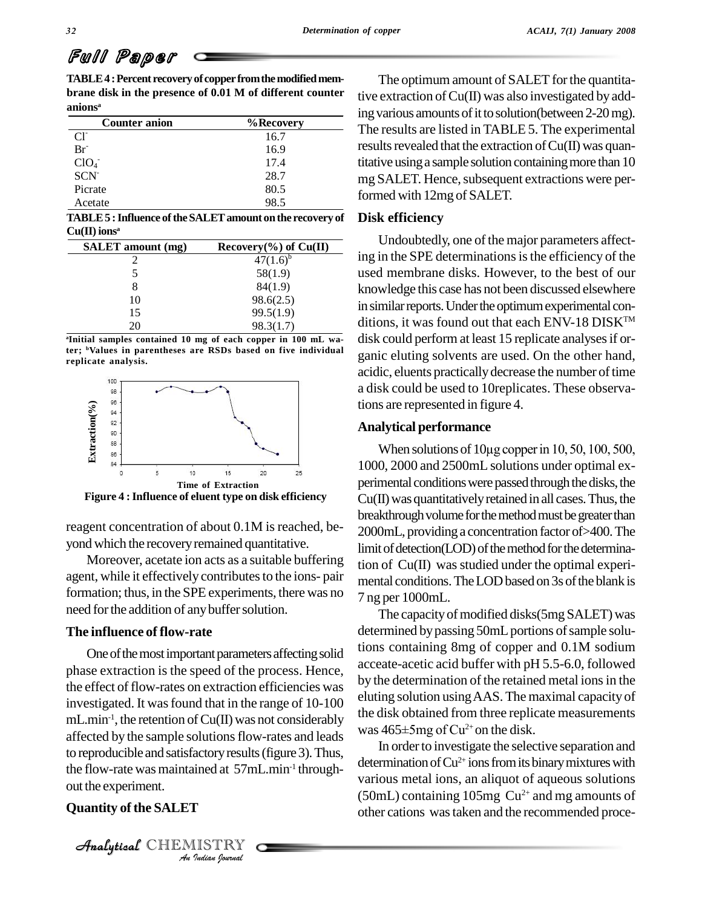**TABLE 4 : Percent recovery of copper from the modified membrane disk in the presence of 0.01 M of different counter anions[a]**

| Counter anion | %Recovery |
|---|---|
| $Cl^-$ | 16.7 |
| $Br^-$ | 16.9 |
| $ClO_4^-$ | 17.4 |
| $SCN^-$ | 28.7 |
| Picrate | 80.5 |
| Acetate | 98.5 |

**TABLE 5 : Influence of the SALET amount on the recovery of Cu(II) ions[a]**

| SALET amount (mg) | Recovery(%) of Cu(II) |
|---|---|
| 2 | 47(1.6)[b] |
| 5 | 58(1.9) |
| 8 | 84(1.9) |
| 10 | 98.6(2.5) |
| 15 | 99.5(1.9) |
| 20 | 98.3(1.7) |

[a]Initial samples contained 10 mg of each copper in 100 mL water; [b]Values in parentheses are RSDs based on five individual replicate analysis.

**Figure 4 : Influence of eluent type on disk efficiency**

reagent concentration of about 0.1M is reached, beyond which the recovery remained quantitative.

Moreover, acetate ion acts as a suitable buffering agent, while it effectively contributes to the ions- pair formation; thus, in the SPE experiments, there was no need for the addition of any buffer solution.

## The influence of flow-rate

One of the most important parameters affecting solid phase extraction is the speed of the process. Hence, the effect of flow-rates on extraction efficiencies was investigated. It was found that in the range of 10-100 $mL.min^{-1}$, the retention of Cu(II) was not considerably affected by the sample solutions flow-rates and leads to reproducible and satisfactory results (figure 3). Thus, the flow-rate was maintained at 57$mL.min^{-1}$ throughout the experiment.

## Quantity of the SALET

The optimum amount of SALET for the quantitative extraction of Cu(II) was also investigated by adding various amounts of it to solution(between 2-20 mg). The results are listed in TABLE 5. The experimental results revealed that the extraction of Cu(II) was quantitative using a sample solution containing more than 10 mg SALET. Hence, subsequent extractions were performed with 12mg of SALET.

## Disk efficiency

Undoubtedly, one of the major parameters affecting in the SPE determinations is the efficiency of the used membrane disks. However, to the best of our knowledge this case has not been discussed elsewhere in similar reports. Under the optimum experimental conditions, it was found out that each ENV-18 DISK™ disk could perform at least 15 replicate analyses if organic eluting solvents are used. On the other hand, acidic, eluents practically decrease the number of time a disk could be used to 10replicates. These observations are represented in figure 4.

## Analytical performance

When solutions of 10μg copper in 10, 50, 100, 500, 1000, 2000 and 2500mL solutions under optimal experimental conditions were passed through the disks, the Cu(II) was quantitatively retained in all cases. Thus, the breakthrough volume for the method must be greater than 2000mL, providing a concentration factor of>400. The limit of detection(LOD) of the method for the determination of Cu(II) was studied under the optimal experimental conditions. The LOD based on 3s of the blank is 7 ng per 1000mL.

The capacity of modified disks(5mg SALET) was determined by passing 50mL portions of sample solutions containing 8mg of copper and 0.1M sodium acceate-acetic acid buffer with pH 5.5-6.0, followed by the determination of the retained metal ions in the eluting solution using AAS. The maximal capacity of the disk obtained from three replicate measurements was 465±5mg of $Cu^{2+}$ on the disk.

In order to investigate the selective separation and determination of $Cu^{2+}$ ions from its binary mixtures with various metal ions, an aliquot of aqueous solutions (50mL) containing 105mg $Cu^{2+}$ and mg amounts of other cations was taken and the recommended proce-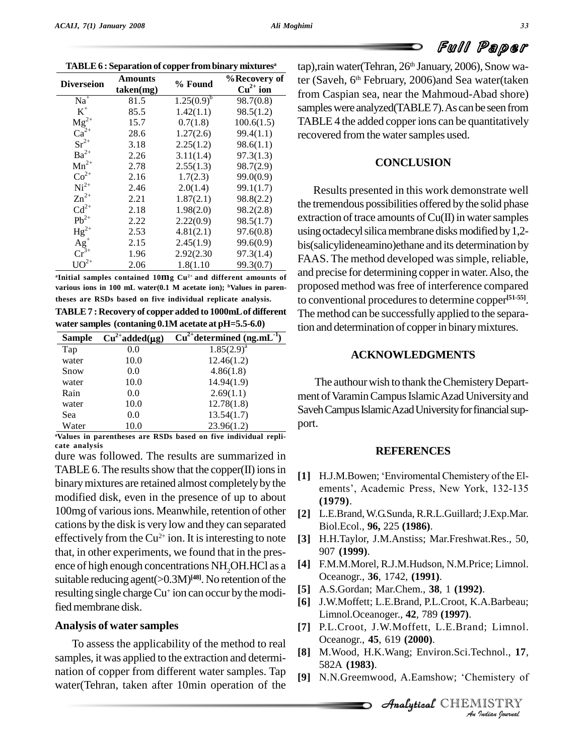**TABLE 6 : Separation of copper from binary mixtures[a]**

| Diverseion | Amounts taken(mg) | % Found | %Recovery of $Cu^{2+}$ ion |
|---|---|---|---|
| $Na^{+}$ | 81.5 | 1.25(0.9)[b] | 98.7(0.8) |
| $K^{+}$ | 85.5 | 1.42(1.1) | 98.5(1.2) |
| $Mg^{2+}$ | 15.7 | 0.7(1.8) | 100.6(1.5) |
| $Ca^{2+}$ | 28.6 | 1.27(2.6) | 99.4(1.1) |
| $Sr^{2+}$ | 3.18 | 2.25(1.2) | 98.6(1.1) |
| $Ba^{2+}$ | 2.26 | 3.11(1.4) | 97.3(1.3) |
| $Mn^{2+}$ | 2.78 | 2.55(1.3) | 98.7(2.9) |
| $Co^{2+}$ | 2.16 | 1.7(2.3) | 99.0(0.9) |
| $Ni^{2+}$ | 2.46 | 2.0(1.4) | 99.1(1.7) |
| $Zn^{2+}$ | 2.21 | 1.87(2.1) | 98.8(2.2) |
| $Cd^{2+}$ | 2.18 | 1.98(2.0) | 98.2(2.8) |
| $Pb^{2+}$ | 2.22 | 2.22(0.9) | 98.5(1.7) |
| $Hg^{2+}$ | 2.53 | 4.81(2.1) | 97.6(0.8) |
| $Ag^{+}$ | 2.15 | 2.45(1.9) | 99.6(0.9) |
| $Cr^{3+}$ | 1.96 | 2.92(2.30 | 97.3(1.4) |
| $UO^{2+}$ | 2.06 | 1.8(1.10 | 99.3(0.7) |

[a]Initial samples contained 10mg $Cu^{2+}$ and different amounts of various ions in 100 mL water(0.1 M acetate ion); [b]Values in parentheses are RSDs based on five individual replicate analysis.

**TABLE 7 : Recovery of copper added to 1000mL of different water samples (containing 0.1M acetate at pH=5.5-6.0)**

| Sample | $Cu^{2+}$added(μg) | $Cu^{2+}$determined ($ng.mL^{-1}$) |
|---|---|---|
| Tap | 0.0 | 1.85(2.9)[a] |
| water | 10.0 | 12.46(1.2) |
| Snow | 0.0 | 4.86(1.8) |
| water | 10.0 | 14.94(1.9) |
| Rain | 0.0 | 2.69(1.1) |
| water | 10.0 | 12.78(1.8) |
| Sea | 0.0 | 13.54(1.7) |
| Water | 10.0 | 23.96(1.2) |

[a]Values in parentheses are RSDs based on five individual replicate analysis

dure was followed. The results are summarized in TABLE 6. The results show that the copper(II) ions in binary mixtures are retained almost completely by the modified disk, even in the presence of up to about 100mg of various ions. Meanwhile, retention of other cations by the disk is very low and they can separated effectively from the $Cu^{2+}$ ion. It is interesting to note that, in other experiments, we found that in the presence of high enough concentrations $NH_2OH.HCl$ as a suitable reducing agent(>0.3M)[48]. No retention of the resulting single charge $Cu^{+}$ ion can occur by the modified membrane disk.

### Analysis of water samples

To assess the applicability of the method to real samples, it was applied to the extraction and determination of copper from different water samples. Tap water(Tehran, taken after 10min operation of the tap),rain water(Tehran, 26th January, 2006), Snow water (Saveh, 6th February, 2006)and Sea water(taken from Caspian sea, near the Mahmoud-Abad shore) samples were analyzed(TABLE 7). As can be seen from TABLE 4 the added copper ions can be quantitatively recovered from the water samples used.

## CONCLUSION

Results presented in this work demonstrate well the tremendous possibilities offered by the solid phase extraction of trace amounts of Cu(II) in water samples using octadecyl silica membrane disks modified by 1,2-bis(salicylideneamino)ethane and its determination by FAAS. The method developed was simple, reliable, and precise for determining copper in water. Also, the proposed method was free of interference compared to conventional procedures to determine copper[51-55]. The method can be successfully applied to the separation and determination of copper in binary mixtures.

## ACKNOWLEDGMENTS

The authour wish to thank the Chemistery Department of Varamin Campus Islamic Azad University and Saveh Campus Islamic Azad University for financial support.

## REFERENCES

[1] H.J.M.Bowen; 'Enviromental Chemistery of the Elements', Academic Press, New York, 132-135 **(1979)**.

[2] L.E.Brand, W.G.Sunda, R.R.L.Guillard; J.Exp.Mar. Biol.Ecol., **96,** 225 **(1986)**.

[3] H.H.Taylor, J.M.Anstiss; Mar.Freshwat.Res., 50, 907 **(1999)**.

[4] F.M.M.Morel, R.J.M.Hudson, N.M.Price; Limnol. Oceanogr., **36**, 1742, **(1991)**.

[5] A.S.Gordan; Mar.Chem., **38**, 1 **(1992)**.

[6] J.W.Moffett; L.E.Brand, P.L.Croot, K.A.Barbeau; Limnol.Oceanoger., **42**, 789 **(1997)**.

[7] P.L.Croot, J.W.Moffett, L.E.Brand; Limnol. Oceanogr., **45**, 619 **(2000)**.

[8] M.Wood, H.K.Wang; Environ.Sci.Technol., **17**, 582A **(1983)**.

[9] N.N.Greemwood, A.Eamshow; 'Chemistery of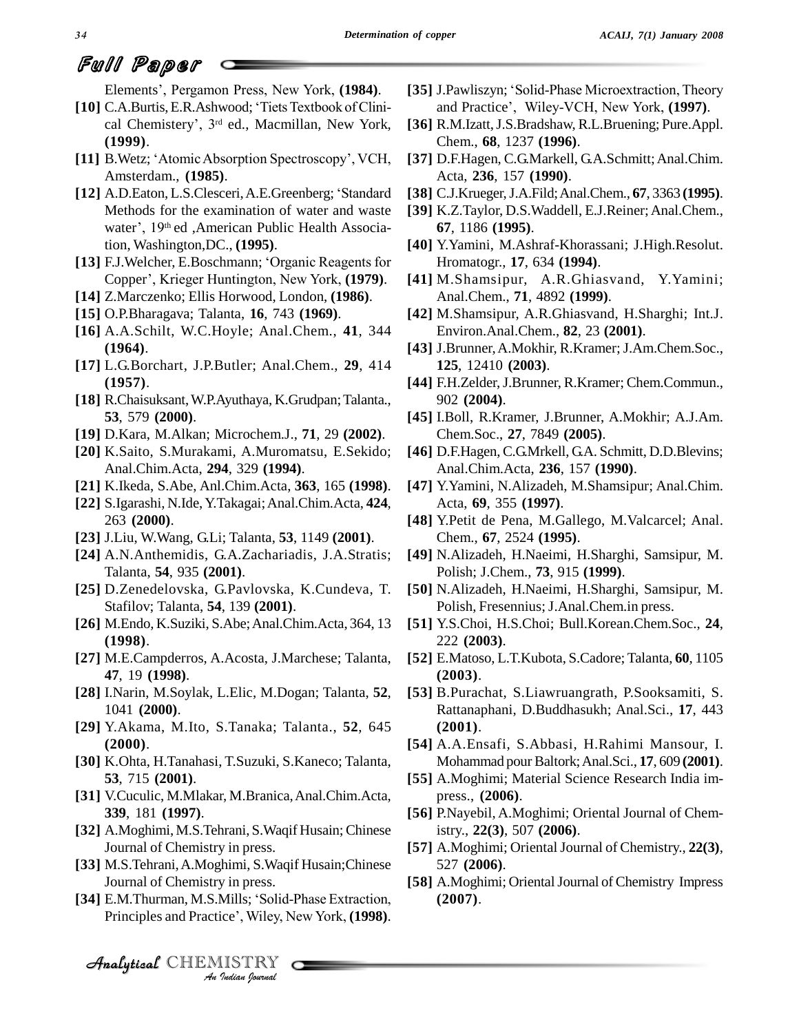Elements', Pergamon Press, New York, **(1984)**.

**[10]** C.A.Burtis, E.R.Ashwood; 'Tiets Textbook of Clinical Chemistery', 3rd ed., Macmillan, New York, **(1999)**.

**[11]** B.Wetz; 'Atomic Absorption Spectroscopy', VCH, Amsterdam., **(1985)**.

**[12]** A.D.Eaton, L.S.Clesceri, A.E.Greenberg; 'Standard Methods for the examination of water and waste water', 19th ed ,American Public Health Association, Washington,DC., **(1995)**.

**[13]** F.J.Welcher, E.Boschmann; 'Organic Reagents for Copper', Krieger Huntington, New York, **(1979)**.

**[14]** Z.Marczenko; Ellis Horwood, London, **(1986)**.

**[15]** O.P.Bharagava; Talanta, **16**, 743 **(1969)**.

**[16]** A.A.Schilt, W.C.Hoyle; Anal.Chem., **41**, 344 **(1964)**.

**[17]** L.G.Borchart, J.P.Butler; Anal.Chem., **29**, 414 **(1957)**.

**[18]** R.Chaisuksant, W.P.Ayuthaya, K.Grudpan; Talanta., **53**, 579 **(2000)**.

**[19]** D.Kara, M.Alkan; Microchem.J., **71**, 29 **(2002)**.

**[20]** K.Saito, S.Murakami, A.Muromatsu, E.Sekido; Anal.Chim.Acta, **294**, 329 **(1994)**.

**[21]** K.Ikeda, S.Abe, Anl.Chim.Acta, **363**, 165 **(1998)**.

**[22]** S.Igarashi, N.Ide, Y.Takagai; Anal.Chim.Acta, **424**, 263 **(2000)**.

**[23]** J.Liu, W.Wang, G.Li; Talanta, **53**, 1149 **(2001)**.

**[24]** A.N.Anthemidis, G.A.Zachariadis, J.A.Stratis; Talanta, **54**, 935 **(2001)**.

**[25]** D.Zenedelovska, G.Pavlovska, K.Cundeva, T. Stafilov; Talanta, **54**, 139 **(2001)**.

**[26]** M.Endo, K.Suziki, S.Abe; Anal.Chim.Acta, 364, 13 **(1998)**.

**[27]** M.E.Campderros, A.Acosta, J.Marchese; Talanta, **47**, 19 **(1998)**.

**[28]** I.Narin, M.Soylak, L.Elic, M.Dogan; Talanta, **52**, 1041 **(2000)**.

**[29]** Y.Akama, M.Ito, S.Tanaka; Talanta., **52**, 645 **(2000)**.

**[30]** K.Ohta, H.Tanahasi, T.Suzuki, S.Kaneco; Talanta, **53**, 715 **(2001)**.

**[31]** V.Cuculic, M.Mlakar, M.Branica, Anal.Chim.Acta, **339**, 181 **(1997)**.

**[32]** A.Moghimi, M.S.Tehrani, S.Waqif Husain; Chinese Journal of Chemistry in press.

**[33]** M.S.Tehrani, A.Moghimi, S.Waqif Husain;Chinese Journal of Chemistry in press.

**[34]** E.M.Thurman, M.S.Mills; 'Solid-Phase Extraction, Principles and Practice', Wiley, New York, **(1998)**.

**[35]** J.Pawliszyn; 'Solid-Phase Microextraction, Theory and Practice', Wiley-VCH, New York, **(1997)**.

**[36]** R.M.Izatt, J.S.Bradshaw, R.L.Bruening; Pure.Appl. Chem., **68**, 1237 **(1996)**.

**[37]** D.F.Hagen, C.G.Markell, G.A.Schmitt; Anal.Chim. Acta, **236**, 157 **(1990)**.

**[38]** C.J.Krueger, J.A.Fild; Anal.Chem., **67**, 3363 **(1995)**.

**[39]** K.Z.Taylor, D.S.Waddell, E.J.Reiner; Anal.Chem., **67**, 1186 **(1995)**.

**[40]** Y.Yamini, M.Ashraf-Khorassani; J.High.Resolut. Hromatogr., **17**, 634 **(1994)**.

**[41]** M.Shamsipur, A.R.Ghiasvand, Y.Yamini; Anal.Chem., **71**, 4892 **(1999)**.

**[42]** M.Shamsipur, A.R.Ghiasvand, H.Sharghi; Int.J. Environ.Anal.Chem., **82**, 23 **(2001)**.

**[43]** J.Brunner, A.Mokhir, R.Kramer; J.Am.Chem.Soc., **125**, 12410 **(2003)**.

**[44]** F.H.Zelder, J.Brunner, R.Kramer; Chem.Commun., 902 **(2004)**.

**[45]** I.Boll, R.Kramer, J.Brunner, A.Mokhir; A.J.Am. Chem.Soc., **27**, 7849 **(2005)**.

**[46]** D.F.Hagen, C.G.Mrkell, G.A. Schmitt, D.D.Blevins; Anal.Chim.Acta, **236**, 157 **(1990)**.

**[47]** Y.Yamini, N.Alizadeh, M.Shamsipur; Anal.Chim. Acta, **69**, 355 **(1997)**.

**[48]** Y.Petit de Pena, M.Gallego, M.Valcarcel; Anal. Chem., **67**, 2524 **(1995)**.

**[49]** N.Alizadeh, H.Naeimi, H.Sharghi, Samsipur, M. Polish; J.Chem., **73**, 915 **(1999)**.

**[50]** N.Alizadeh, H.Naeimi, H.Sharghi, Samsipur, M. Polish, Fresennius; J.Anal.Chem.in press.

**[51]** Y.S.Choi, H.S.Choi; Bull.Korean.Chem.Soc., **24**, 222 **(2003)**.

**[52]** E.Matoso, L.T.Kubota, S.Cadore; Talanta, **60**, 1105 **(2003)**.

**[53]** B.Purachat, S.Liawruangrath, P.Sooksamiti, S. Rattanaphani, D.Buddhasukh; Anal.Sci., **17**, 443 **(2001)**.

**[54]** A.A.Ensafi, S.Abbasi, H.Rahimi Mansour, I. Mohammad pour Baltork; Anal.Sci., **17**, 609 **(2001)**.

**[55]** A.Moghimi; Material Science Research India impress., **(2006)**.

**[56]** P.Nayebil, A.Moghimi; Oriental Journal of Chemistry., **22(3)**, 507 **(2006)**.

**[57]** A.Moghimi; Oriental Journal of Chemistry., **22(3)**, 527 **(2006)**.

**[58]** A.Moghimi; Oriental Journal of Chemistry Impress **(2007)**.